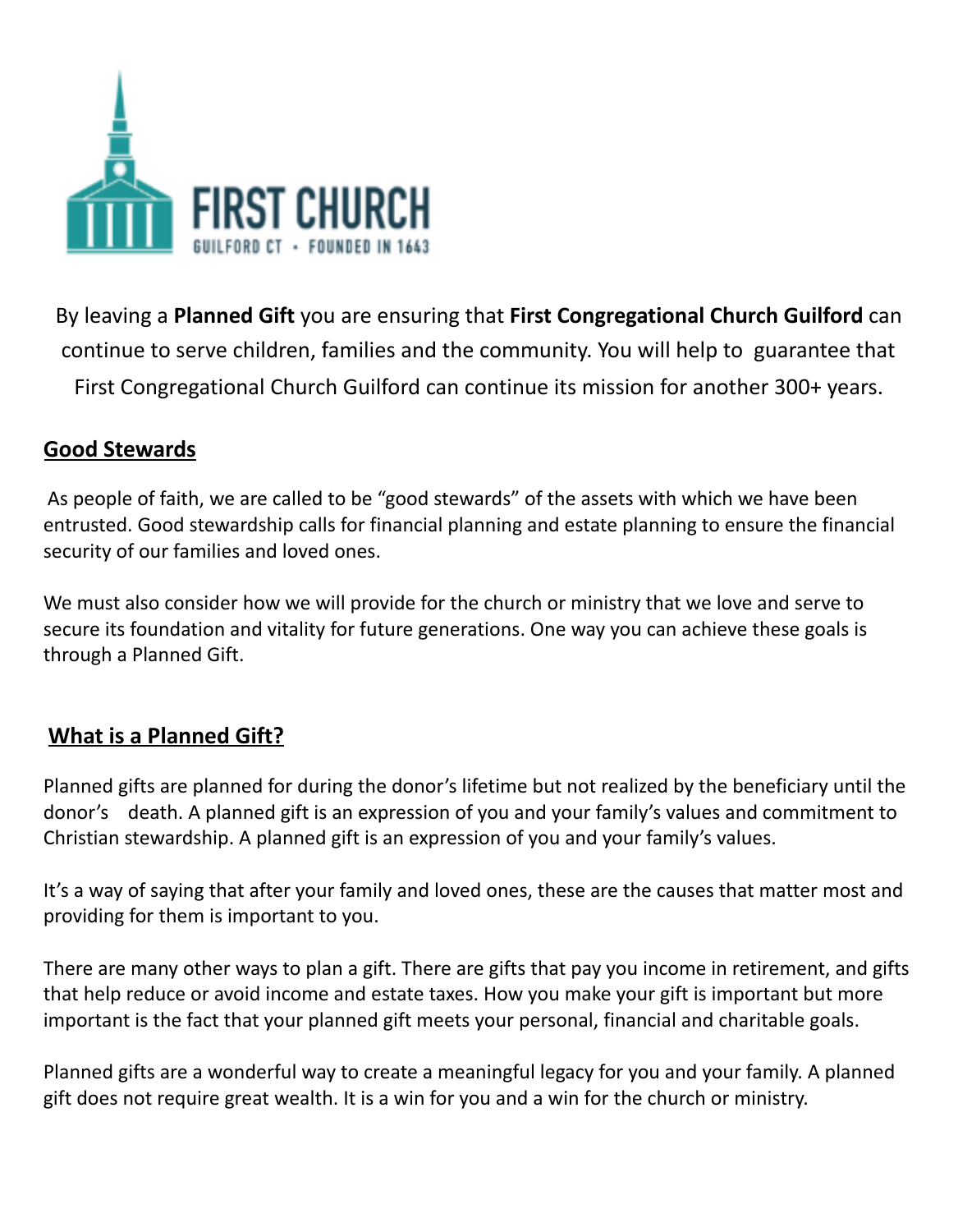FIRST CHURCH

GUILFORD CT • FOUNDED IN 1643

By leaving a **Planned Gift** you are ensuring that **First Congregational Church Guilford** can continue to serve children, families and the community. You will help to guarantee that First Congregational Church Guilford can continue its mission for another 300+ years.

## Good Stewards

As people of faith, we are called to be "good stewards" of the assets with which we have been entrusted. Good stewardship calls for financial planning and estate planning to ensure the financial security of our families and loved ones.

We must also consider how we will provide for the church or ministry that we love and serve to secure its foundation and vitality for future generations. One way you can achieve these goals is through a Planned Gift.

## What is a Planned Gift?

Planned gifts are planned for during the donor's lifetime but not realized by the beneficiary until the donor's death. A planned gift is an expression of you and your family's values and commitment to Christian stewardship. A planned gift is an expression of you and your family's values.

It's a way of saying that after your family and loved ones, these are the causes that matter most and providing for them is important to you.

There are many other ways to plan a gift. There are gifts that pay you income in retirement, and gifts that help reduce or avoid income and estate taxes. How you make your gift is important but more important is the fact that your planned gift meets your personal, financial and charitable goals.

Planned gifts are a wonderful way to create a meaningful legacy for you and your family. A planned gift does not require great wealth. It is a win for you and a win for the church or ministry.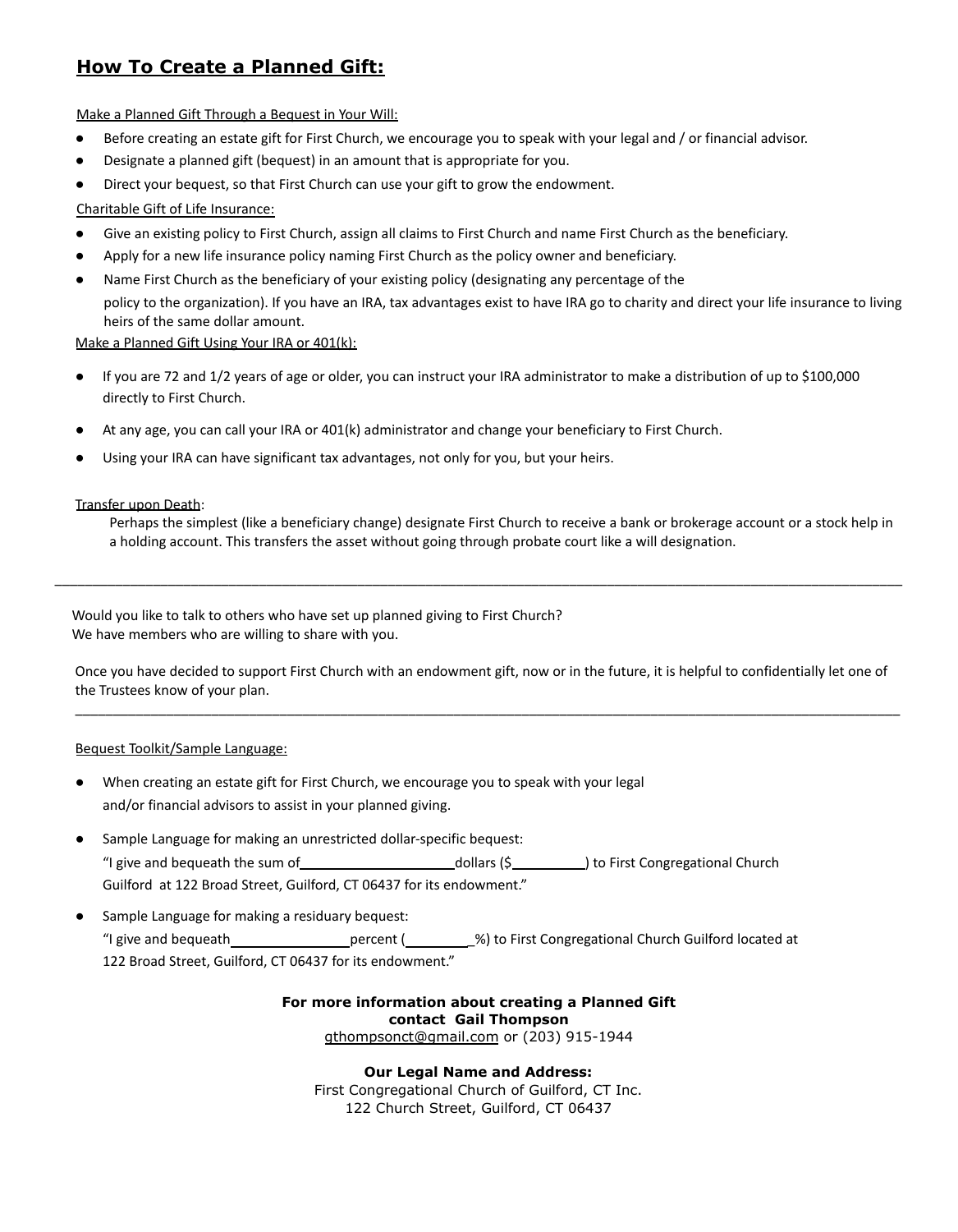# How To Create a Planned Gift:

Make a Planned Gift Through a Bequest in Your Will:

- Before creating an estate gift for First Church, we encourage you to speak with your legal and / or financial advisor.
- Designate a planned gift (bequest) in an amount that is appropriate for you.
- Direct your bequest, so that First Church can use your gift to grow the endowment.

Charitable Gift of Life Insurance:

- Give an existing policy to First Church, assign all claims to First Church and name First Church as the beneficiary.
- Apply for a new life insurance policy naming First Church as the policy owner and beneficiary.
- Name First Church as the beneficiary of your existing policy (designating any percentage of the policy to the organization). If you have an IRA, tax advantages exist to have IRA go to charity and direct your life insurance to living heirs of the same dollar amount.

Make a Planned Gift Using Your IRA or 401(k):

- If you are 72 and 1/2 years of age or older, you can instruct your IRA administrator to make a distribution of up to $100,000 directly to First Church.
- At any age, you can call your IRA or 401(k) administrator and change your beneficiary to First Church.
- Using your IRA can have significant tax advantages, not only for you, but your heirs.

Transfer upon Death:

Perhaps the simplest (like a beneficiary change) designate First Church to receive a bank or brokerage account or a stock help in a holding account. This transfers the asset without going through probate court like a will designation.

---

Would you like to talk to others who have set up planned giving to First Church?
We have members who are willing to share with you.

Once you have decided to support First Church with an endowment gift, now or in the future, it is helpful to confidentially let one of the Trustees know of your plan.

---

Bequest Toolkit/Sample Language:

- When creating an estate gift for First Church, we encourage you to speak with your legal and/or financial advisors to assist in your planned giving.
- Sample Language for making an unrestricted dollar-specific bequest:
  "I give and bequeath the sum of____________________dollars ($__________) to First Congregational Church Guilford at 122 Broad Street, Guilford, CT 06437 for its endowment."
- Sample Language for making a residuary bequest:
  "I give and bequeath________________percent (_________%) to First Congregational Church Guilford located at 122 Broad Street, Guilford, CT 06437 for its endowment."

**For more information about creating a Planned Gift**
**contact Gail Thompson**
gthompsonct@gmail.com or (203) 915-1944

**Our Legal Name and Address:**
First Congregational Church of Guilford, CT Inc.
122 Church Street, Guilford, CT 06437